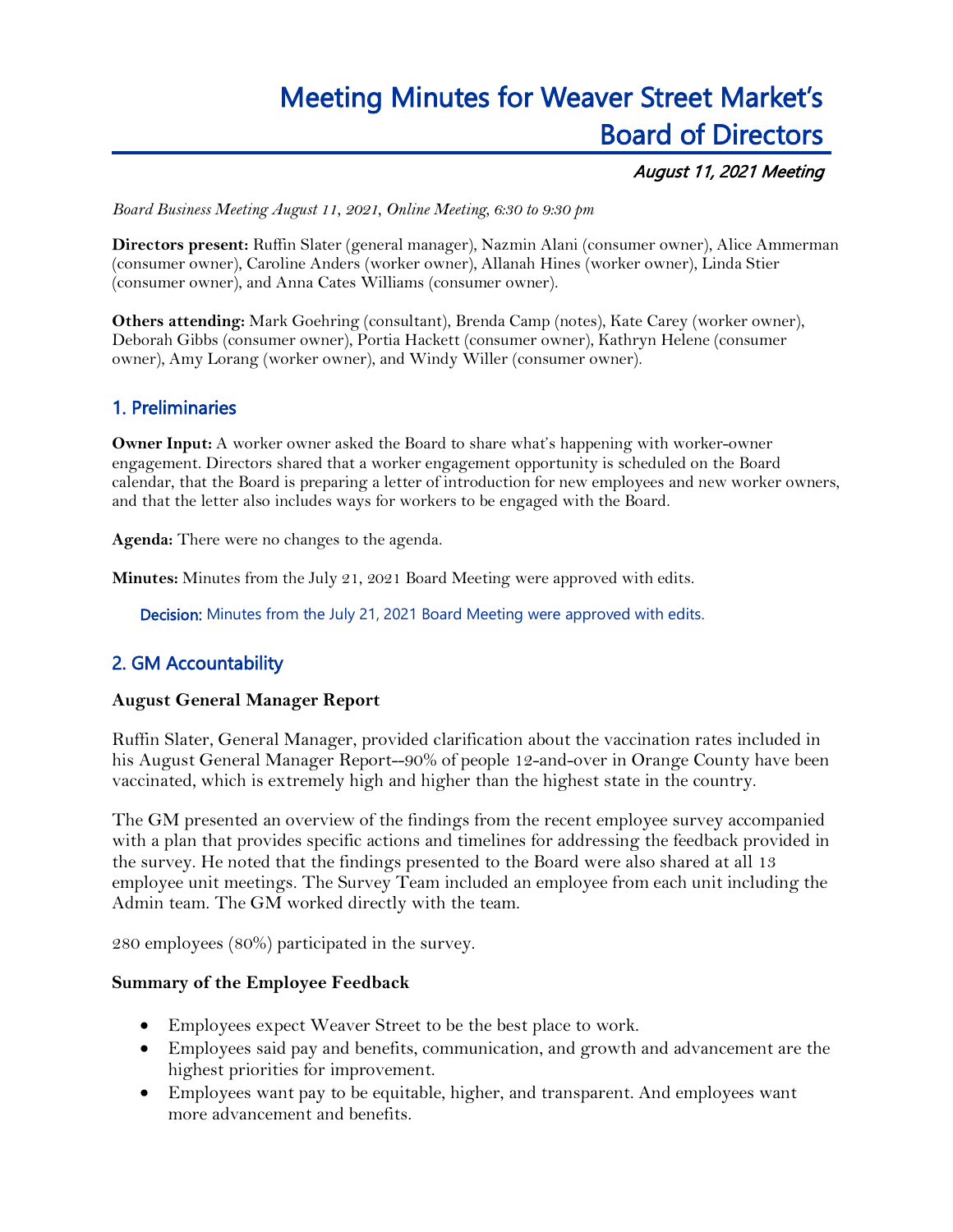# Meeting Minutes for Weaver Street Market's Board of Directors

***August 11, 2021 Meeting***

*Board Business Meeting August 11, 2021, Online Meeting, 6:30 to 9:30 pm*

**Directors present:** Ruffin Slater (general manager), Nazmin Alani (consumer owner), Alice Ammerman (consumer owner), Caroline Anders (worker owner), Allanah Hines (worker owner), Linda Stier (consumer owner), and Anna Cates Williams (consumer owner).

**Others attending:** Mark Goehring (consultant), Brenda Camp (notes), Kate Carey (worker owner), Deborah Gibbs (consumer owner), Portia Hackett (consumer owner), Kathryn Helene (consumer owner), Amy Lorang (worker owner), and Windy Willer (consumer owner).

## 1. Preliminaries

**Owner Input:** A worker owner asked the Board to share what's happening with worker-owner engagement. Directors shared that a worker engagement opportunity is scheduled on the Board calendar, that the Board is preparing a letter of introduction for new employees and new worker owners, and that the letter also includes ways for workers to be engaged with the Board.

**Agenda:** There were no changes to the agenda.

**Minutes:** Minutes from the July 21, 2021 Board Meeting were approved with edits.

**Decision:** Minutes from the July 21, 2021 Board Meeting were approved with edits.

## 2. GM Accountability

### August General Manager Report

Ruffin Slater, General Manager, provided clarification about the vaccination rates included in his August General Manager Report--90% of people 12-and-over in Orange County have been vaccinated, which is extremely high and higher than the highest state in the country.

The GM presented an overview of the findings from the recent employee survey accompanied with a plan that provides specific actions and timelines for addressing the feedback provided in the survey. He noted that the findings presented to the Board were also shared at all 13 employee unit meetings. The Survey Team included an employee from each unit including the Admin team. The GM worked directly with the team.

280 employees (80%) participated in the survey.

### Summary of the Employee Feedback

- Employees expect Weaver Street to be the best place to work.
- Employees said pay and benefits, communication, and growth and advancement are the highest priorities for improvement.
- Employees want pay to be equitable, higher, and transparent. And employees want more advancement and benefits.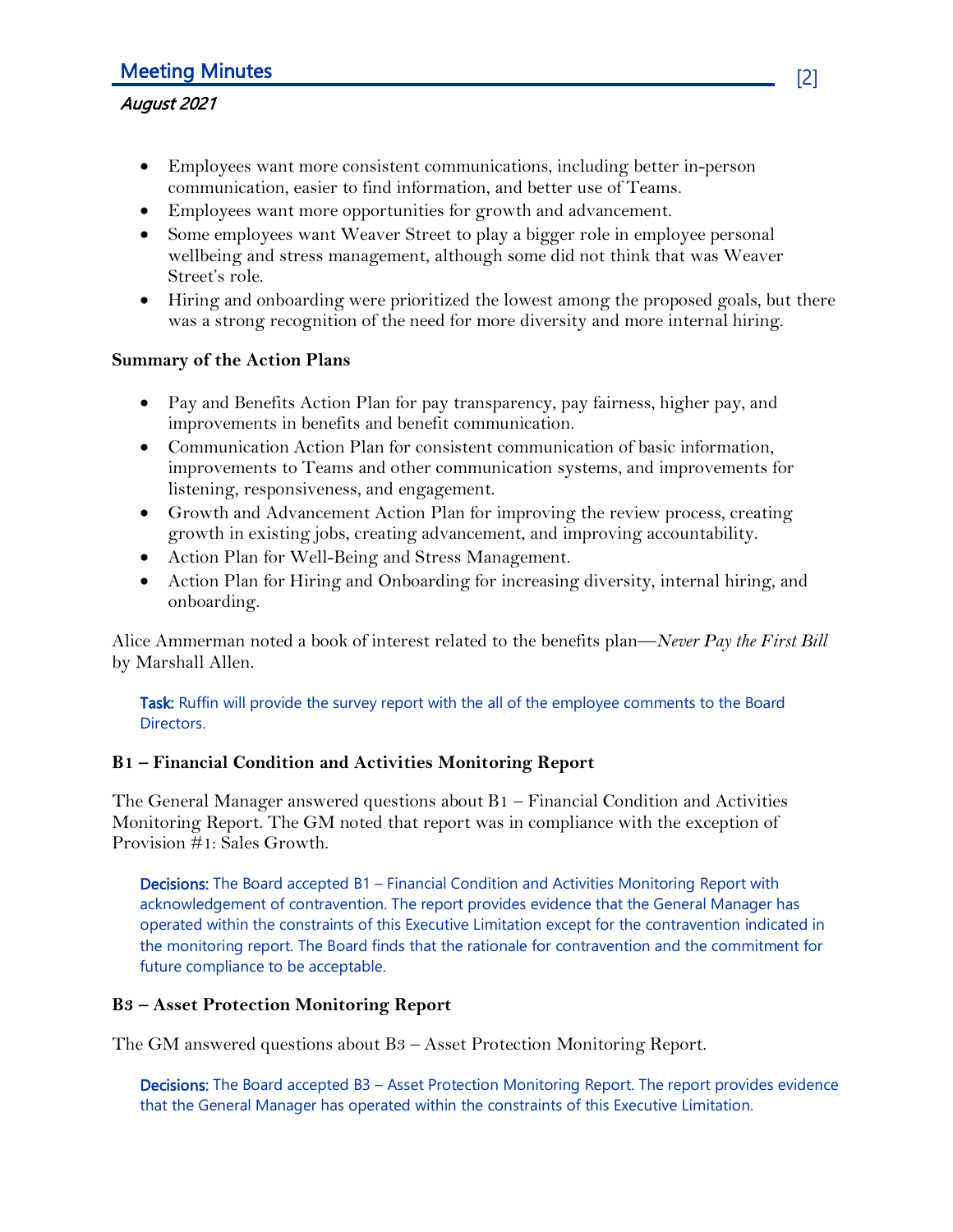- Employees want more consistent communications, including better in-person communication, easier to find information, and better use of Teams.
- Employees want more opportunities for growth and advancement.
- Some employees want Weaver Street to play a bigger role in employee personal wellbeing and stress management, although some did not think that was Weaver Street's role.
- Hiring and onboarding were prioritized the lowest among the proposed goals, but there was a strong recognition of the need for more diversity and more internal hiring.

**Summary of the Action Plans**

- Pay and Benefits Action Plan for pay transparency, pay fairness, higher pay, and improvements in benefits and benefit communication.
- Communication Action Plan for consistent communication of basic information, improvements to Teams and other communication systems, and improvements for listening, responsiveness, and engagement.
- Growth and Advancement Action Plan for improving the review process, creating growth in existing jobs, creating advancement, and improving accountability.
- Action Plan for Well-Being and Stress Management.
- Action Plan for Hiring and Onboarding for increasing diversity, internal hiring, and onboarding.

Alice Ammerman noted a book of interest related to the benefits plan—*Never Pay the First Bill* by Marshall Allen.

> **Task:** Ruffin will provide the survey report with the all of the employee comments to the Board Directors.

**B1 – Financial Condition and Activities Monitoring Report**

The General Manager answered questions about B1 – Financial Condition and Activities Monitoring Report. The GM noted that report was in compliance with the exception of Provision #1: Sales Growth.

> **Decisions:** The Board accepted B1 – Financial Condition and Activities Monitoring Report with acknowledgement of contravention. The report provides evidence that the General Manager has operated within the constraints of this Executive Limitation except for the contravention indicated in the monitoring report. The Board finds that the rationale for contravention and the commitment for future compliance to be acceptable.

**B3 – Asset Protection Monitoring Report**

The GM answered questions about B3 – Asset Protection Monitoring Report.

> **Decisions:** The Board accepted B3 – Asset Protection Monitoring Report. The report provides evidence that the General Manager has operated within the constraints of this Executive Limitation.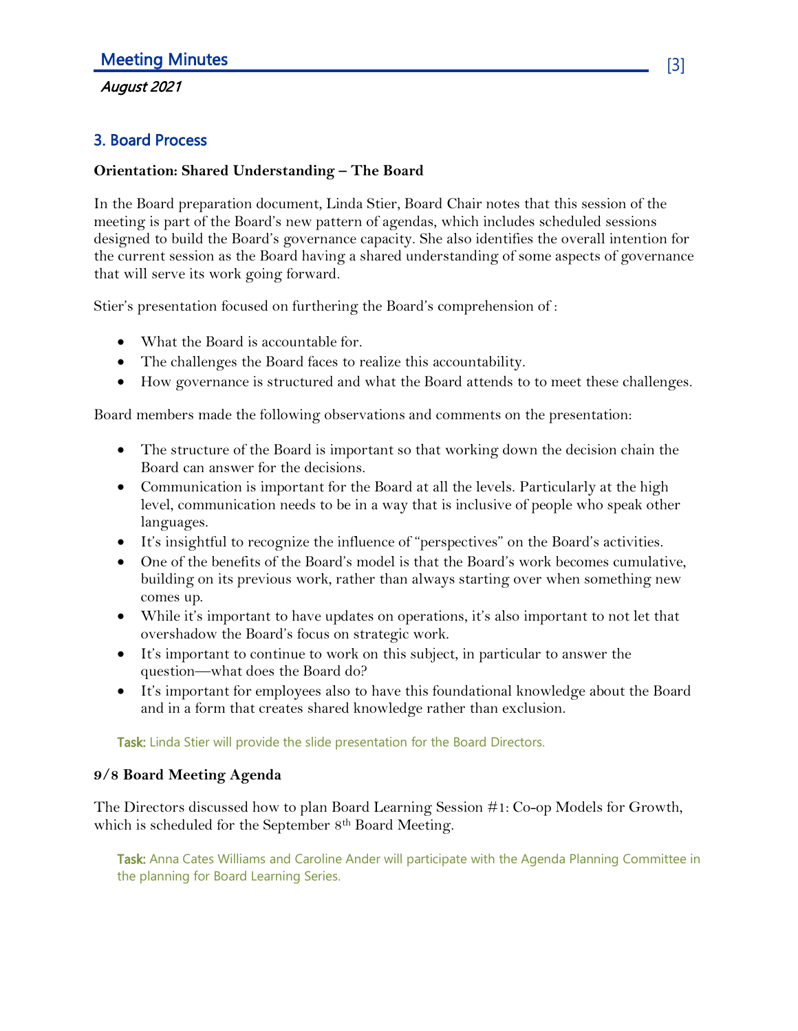## 3. Board Process

**Orientation: Shared Understanding – The Board**

In the Board preparation document, Linda Stier, Board Chair notes that this session of the meeting is part of the Board's new pattern of agendas, which includes scheduled sessions designed to build the Board's governance capacity. She also identifies the overall intention for the current session as the Board having a shared understanding of some aspects of governance that will serve its work going forward.

Stier's presentation focused on furthering the Board's comprehension of :

- What the Board is accountable for.
- The challenges the Board faces to realize this accountability.
- How governance is structured and what the Board attends to to meet these challenges.

Board members made the following observations and comments on the presentation:

- The structure of the Board is important so that working down the decision chain the Board can answer for the decisions.
- Communication is important for the Board at all the levels. Particularly at the high level, communication needs to be in a way that is inclusive of people who speak other languages.
- It's insightful to recognize the influence of "perspectives" on the Board's activities.
- One of the benefits of the Board's model is that the Board's work becomes cumulative, building on its previous work, rather than always starting over when something new comes up.
- While it's important to have updates on operations, it's also important to not let that overshadow the Board's focus on strategic work.
- It's important to continue to work on this subject, in particular to answer the question—what does the Board do?
- It's important for employees also to have this foundational knowledge about the Board and in a form that creates shared knowledge rather than exclusion.

Task: Linda Stier will provide the slide presentation for the Board Directors.

**9/8 Board Meeting Agenda**

The Directors discussed how to plan Board Learning Session #1: Co-op Models for Growth, which is scheduled for the September 8th Board Meeting.

Task: Anna Cates Williams and Caroline Ander will participate with the Agenda Planning Committee in the planning for Board Learning Series.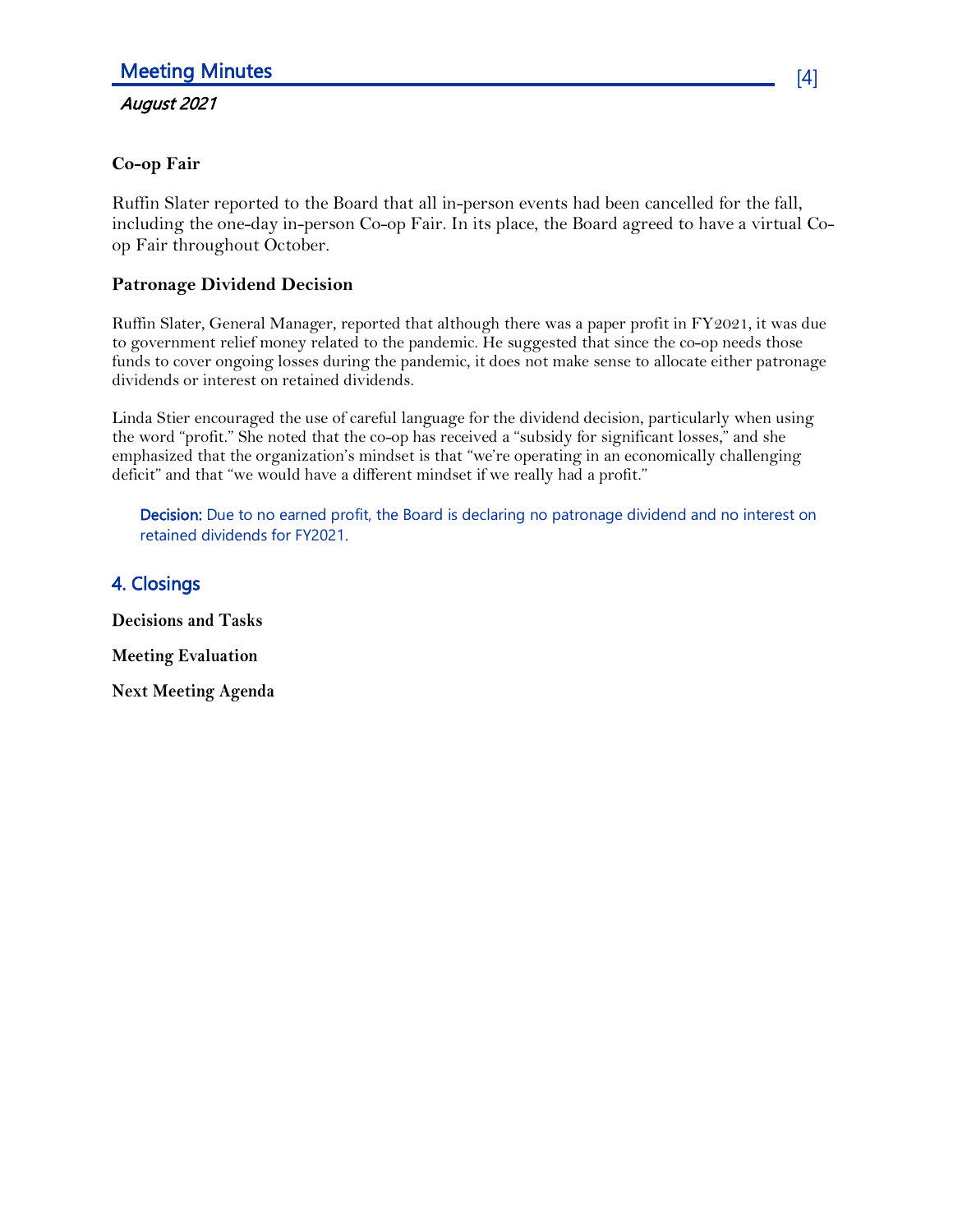### Co-op Fair

Ruffin Slater reported to the Board that all in-person events had been cancelled for the fall, including the one-day in-person Co-op Fair. In its place, the Board agreed to have a virtual Co-op Fair throughout October.

### Patronage Dividend Decision

Ruffin Slater, General Manager, reported that although there was a paper profit in FY2021, it was due to government relief money related to the pandemic. He suggested that since the co-op needs those funds to cover ongoing losses during the pandemic, it does not make sense to allocate either patronage dividends or interest on retained dividends.

Linda Stier encouraged the use of careful language for the dividend decision, particularly when using the word "profit." She noted that the co-op has received a "subsidy for significant losses," and she emphasized that the organization's mindset is that "we're operating in an economically challenging deficit" and that "we would have a different mindset if we really had a profit."

> **Decision:** Due to no earned profit, the Board is declaring no patronage dividend and no interest on retained dividends for FY2021.

## 4. Closings

**Decisions and Tasks**

**Meeting Evaluation**

**Next Meeting Agenda**